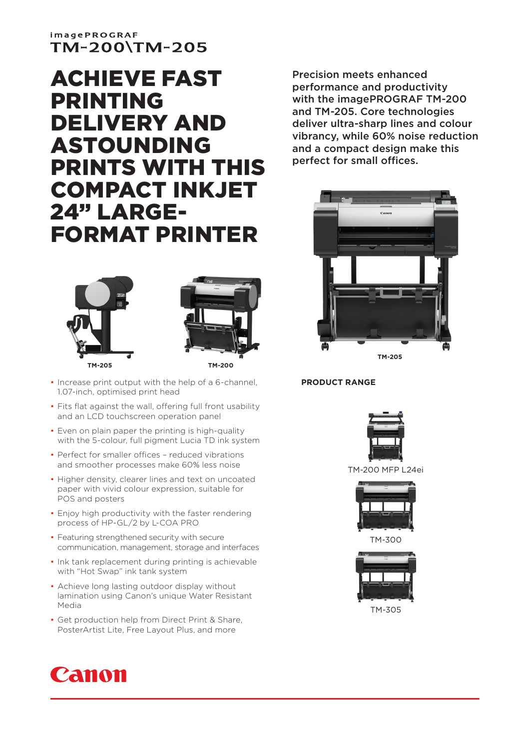imagePROGRAF
TM-200\TM-205

# ACHIEVE FAST PRINTING DELIVERY AND ASTOUNDING PRINTS WITH THIS COMPACT INKJET 24" LARGE-FORMAT PRINTER

Precision meets enhanced performance and productivity with the imagePROGRAF TM-200 and TM-205. Core technologies deliver ultra-sharp lines and colour vibrancy, while 60% noise reduction and a compact design make this perfect for small offices.

TM-205

TM-200

TM-205

- Increase print output with the help of a 6-channel, 1.07-inch, optimised print head
- Fits flat against the wall, offering full front usability and an LCD touchscreen operation panel
- Even on plain paper the printing is high-quality with the 5-colour, full pigment Lucia TD ink system
- Perfect for smaller offices – reduced vibrations and smoother processes make 60% less noise
- Higher density, clearer lines and text on uncoated paper with vivid colour expression, suitable for POS and posters
- Enjoy high productivity with the faster rendering process of HP-GL/2 by L-COA PRO
- Featuring strengthened security with secure communication, management, storage and interfaces
- Ink tank replacement during printing is achievable with "Hot Swap" ink tank system
- Achieve long lasting outdoor display without lamination using Canon's unique Water Resistant Media
- Get production help from Direct Print & Share, PosterArtist Lite, Free Layout Plus, and more

**PRODUCT RANGE**

TM-200 MFP L24ei

TM-300

TM-305

Canon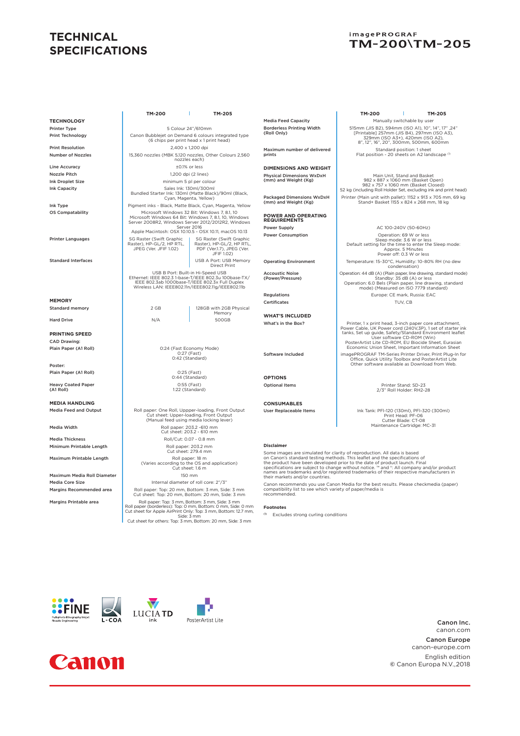# TECHNICAL SPECIFICATIONS

## imagePROGRAF TM-200\TM-205

| | TM-200 | TM-205 |
|---|---|---|
| **TECHNOLOGY** | | |
| Printer Type | 5 Colour 24"/610mm | |
| Print Technology | Canon Bubblejet on Demand 6 colours integrated type (6 chips per print head x 1 print head) | |
| Print Resolution | 2,400 x 1,200 dpi | |
| Number of Nozzles | 15,360 nozzles (MBK 5,120 nozzles, Other Colours 2,560 nozzles each) | |
| Line Accuracy | ±0.1% or less | |
| Nozzle Pitch | 1,200 dpi (2 lines) | |
| Ink Droplet Size | minimum 5 pl per colour | |
| Ink Capacity | Sales Ink: 130ml/300ml<br>Bundled Starter Ink: 130ml (Matte Black)/90ml (Black, Cyan, Magenta, Yellow) | |
| Ink Type | Pigment inks - Black, Matte Black, Cyan, Magenta, Yellow | |
| OS Compatability | Microsoft Windows 32 Bit: Windows 7, 8.1, 10<br>Microsoft Windows 64 Bit: Windows 7, 8.1, 10, Windows Server 2008R2, Windows Server 2012/2012R2, Windows Server 2016<br>Apple Macintosh: OSX 10.10.5 - OSX 10.11, macOS 10.13 | |
| Printer Languages | SG Raster (Swift Graphic Raster), HP-GL/2, HP RTL, JPEG (Ver. JFIF 1.02) | SG Raster (Swift Graphic Raster), HP-GL/2, HP RTL, PDF (Ver.1.7), JPEG (Ver. JFIF 1.02) |
| Standard Interfaces | | USB A Port: USB Memory Direct Print |
| | USB B Port: Built-in Hi-Speed USB<br>Ethernet: IEEE 802.3 1-base-T/IEEE 802.3u 100base-TX/ IEEE 802.3ab 1000base-T/IEEE 802.3x Full Duplex<br>Wireless LAN: IEEE802.11n/IEEE802.11g/IEEE802.11b | |
| **MEMORY** | | |
| Standard memory | 2 GB | 128GB with 2GB Physical Memory |
| Hard Drive | N/A | 500GB |
| **PRINTING SPEED** | | |
| CAD Drawing: | | |
| Plain Paper (A1 Roll) | 0:24 (Fast Economy Mode)<br>0:27 (Fast)<br>0:42 (Standard) | |
| Poster: | | |
| Plain Paper (A1 Roll) | 0:25 (Fast)<br>0:44 (Standard) | |
| Heavy Coated Paper (A1 Roll) | 0:55 (Fast)<br>1:22 (Standard) | |
| **MEDIA HANDLING** | | |
| Media Feed and Output | Roll paper: One Roll, Uppper-loading, Front Output<br>Cut sheet: Upper-loading, Front Output<br>(Manual feed using media locking lever) | |
| Media Width | Roll paper: 203.2 -610 mm<br>Cut sheet: 203.2 - 610 mm | |
| Media Thickness | Roll/Cut: 0.07 - 0.8 mm | |
| Minimum Printable Length | Roll paper: 203.2 mm<br>Cut sheet: 279.4 mm | |
| Maximum Printable Length | Roll paper: 18 m<br>(Varies according to the OS and application)<br>Cut sheet: 1.6 m | |
| Maximum Media Roll Diameter | 150 mm | |
| Media Core Size | Internal diameter of roll core: 2"/3" | |
| Margins Recommended area | Roll paper: Top: 20 mm, Bottom: 3 mm, Side: 3 mm<br>Cut sheet: Top: 20 mm, Bottom: 20 mm, Side: 3 mm | |
| Margins Printable area | Roll paper: Top: 3 mm, Bottom: 3 mm, Side: 3 mm<br>Roll paper (borderless): Top: 0 mm, Bottom: 0 mm, Side: 0 mm<br>Cut sheet for Apple AirPrint Only: Top: 3 mm, Bottom: 12.7 mm, Side: 3 mm<br>Cut sheet for others: Top: 3 mm, Bottom: 20 mm, Side: 3 mm | |

| | TM-200 | TM-205 |
|---|---|---|
| Media Feed Capacity | Manually switchable by user | |
| Borderless Printing Width (Roll Only) | 515mm (JIS B2), 594mm (ISO A1), 10", 14", 17" ,24" [Printable] 257mm (JIS B4), 297mm (ISO A3), 329mm (ISO A3+), 420mm (ISO A2), 8", 12", 16", 20", 300mm, 500mm, 600mm | |
| Maximum number of delivered prints | Standard position: 1 sheet<br>Flat position - 20 sheets on A2 landscape [1] | |
| **DIMENSIONS AND WEIGHT** | | |
| Physical Dimensions WxDxH (mm) and Weight (Kg) | Main Unit, Stand and Basket<br>982 x 887 x 1060 mm (Basket Open)<br>982 x 757 x 1060 mm (Basket Closed)<br>52 kg (including Roll Holder Set, excluding ink and print head) | |
| Packaged Dimensions WxDxH (mm) and Weight (Kg) | Printer (Main unit with pallet): 1152 x 913 x 705 mm, 69 kg<br>Stand+ Basket 1155 x 824 x 268 mm, 18 kg | |
| **POWER AND OPERATING REQUIREMENTS** | | |
| Power Supply | AC 100-240V (50-60Hz) | |
| Power Consumption | Operation: 69 W or less<br>Sleep mode: 3.6 W or less<br>Default setting for the time to enter the Sleep mode: Approx. 5 Minutes<br>Power off: 0.3 W or less | |
| Operating Environment | Temperature: 15-30°C, Humidity: 10-80% RH (no dew condensation) | |
| Accoustic Noise (Power/Pressure) | Operation: 44 dB (A) (Plain paper, line drawing, standard mode)<br>Standby: 35 dB (A) or less<br>Operation: 6.0 Bels (Plain paper, line drawing, standard mode) (Measured on ISO 7779 standard) | |
| Regulations | Europe: CE mark, Russia: EAC | |
| Certificates | TUV, CB | |
| **WHAT'S INCLUDED** | | |
| What's in the Box? | Printer, 1 x print head, 3-inch paper core attachment, Power Cable, UK Power cord (240V,3P), 1 set of starter ink tanks, Set up guide, Safety/Standard Environment leaflet<br>User software CD-ROM (Win)<br>PosterArtist Lite CD-ROM, EU Biocide Sheet, Eurasian Economic Union Sheet, Important Information Sheet | |
| Software Included | imagePROGRAF TM-Series Printer Driver, Print Plug-In for Office, Quick Utility Toolbox and PosterArtist Lite<br>Other software available as Download from Web. | |
| **OPTIONS** | | |
| Optional Items | Printer Stand: SD-23<br>2/3" Roll Holder: RH2-28 | |
| **CONSUMABLES** | | |
| User Replaceable Items | Ink Tank: PFI-120 (130ml), PFI-320 (300ml)<br>Print Head: PF-06<br>Cutter Blade: CT-08<br>Maintenance Cartridge: MC-31 | |

### Disclaimer

Some images are simulated for clarity of reproduction. All data is based on Canon's standard testing methods. This leaflet and the specifications of the product have been developed prior to the date of product launch. Final specifications are subject to change without notice. ™ and ®: All company and/or product names are trademarks and/or registered trademarks of their respective manufacturers in their markets and/or countries.

Canon recommends you use Canon Media for the best results. Please checkmedia (paper) compatibility list to see which variety of paper/media is recommended.

### Footnotes

[1] Excludes strong curling conditions

FINE Fullphoto lithography Inkjet Nozzle Engineering · L-COA · LUCIA TD ink · PosterArtist Lite

Canon

Canon Inc.
canon.com

Canon Europe
canon-europe.com

English edition
© Canon Europa N.V.,2018